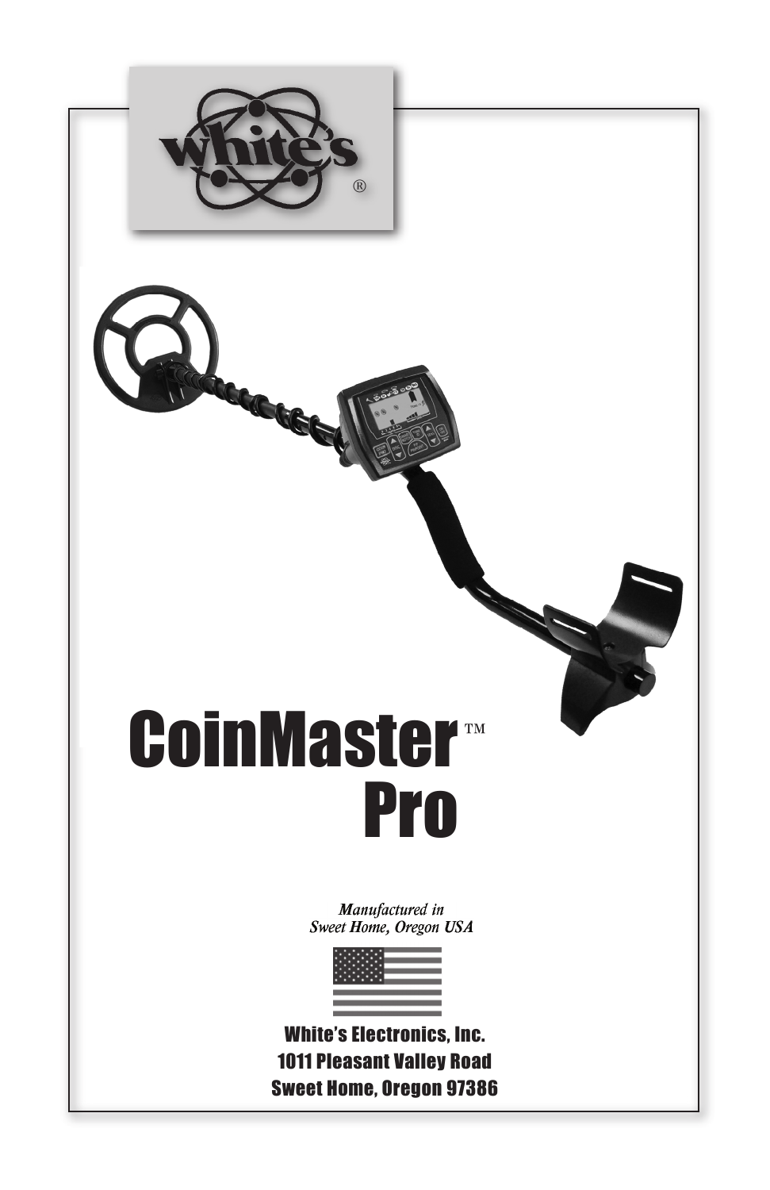white's®

# CoinMaster™ Pro

*Manufactured in*
*Sweet Home, Oregon USA*

**White's Electronics, Inc.**
**1011 Pleasant Valley Road**
**Sweet Home, Oregon 97386**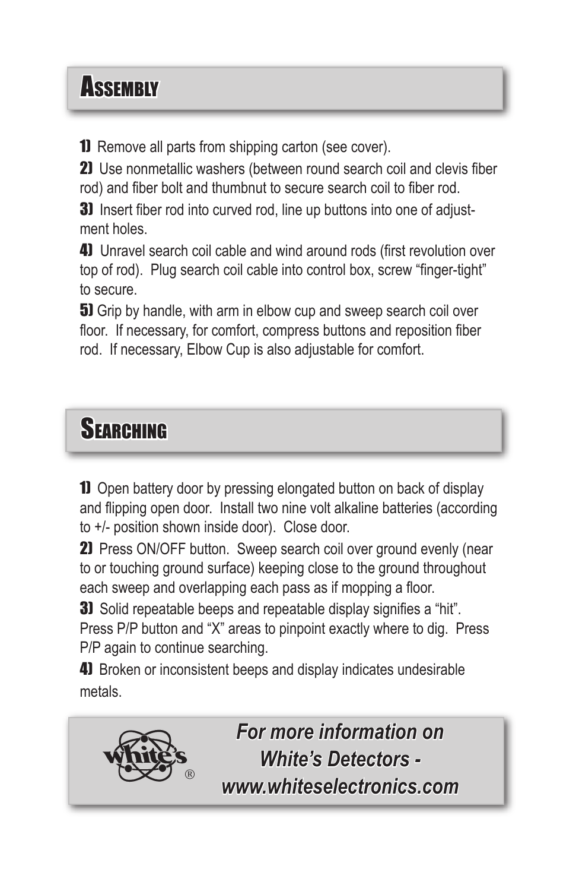## Assembly

**1)** Remove all parts from shipping carton (see cover).

**2)** Use nonmetallic washers (between round search coil and clevis fiber rod) and fiber bolt and thumbnut to secure search coil to fiber rod.

**3)** Insert fiber rod into curved rod, line up buttons into one of adjustment holes.

**4)** Unravel search coil cable and wind around rods (first revolution over top of rod). Plug search coil cable into control box, screw "finger-tight" to secure.

**5)** Grip by handle, with arm in elbow cup and sweep search coil over floor. If necessary, for comfort, compress buttons and reposition fiber rod. If necessary, Elbow Cup is also adjustable for comfort.

## Searching

**1)** Open battery door by pressing elongated button on back of display and flipping open door. Install two nine volt alkaline batteries (according to +/- position shown inside door). Close door.

**2)** Press ON/OFF button. Sweep search coil over ground evenly (near to or touching ground surface) keeping close to the ground throughout each sweep and overlapping each pass as if mopping a floor.

**3)** Solid repeatable beeps and repeatable display signifies a "hit". Press P/P button and "X" areas to pinpoint exactly where to dig. Press P/P again to continue searching.

**4)** Broken or inconsistent beeps and display indicates undesirable metals.

white's®

***For more information on White's Detectors - www.whiteselectronics.com***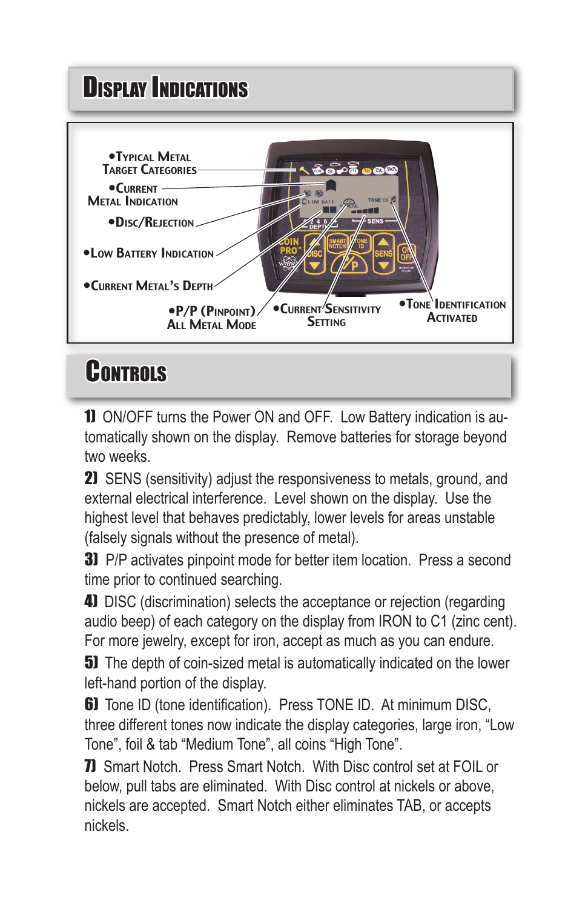# Display Indications

- Typical Metal Target Categories
- Current Metal Indication
- Disc/Rejection
- Low Battery Indication
- Current Metal's Depth
- P/P (Pinpoint) All Metal Mode
- Current Sensitivity Setting
- Tone Identification Activated

# Controls

**1)** ON/OFF turns the Power ON and OFF. Low Battery indication is automatically shown on the display. Remove batteries for storage beyond two weeks.

**2)** SENS (sensitivity) adjust the responsiveness to metals, ground, and external electrical interference. Level shown on the display. Use the highest level that behaves predictably, lower levels for areas unstable (falsely signals without the presence of metal).

**3)** P/P activates pinpoint mode for better item location. Press a second time prior to continued searching.

**4)** DISC (discrimination) selects the acceptance or rejection (regarding audio beep) of each category on the display from IRON to C1 (zinc cent). For more jewelry, except for iron, accept as much as you can endure.

**5)** The depth of coin-sized metal is automatically indicated on the lower left-hand portion of the display.

**6)** Tone ID (tone identification). Press TONE ID. At minimum DISC, three different tones now indicate the display categories, large iron, "Low Tone", foil & tab "Medium Tone", all coins "High Tone".

**7)** Smart Notch. Press Smart Notch. With Disc control set at FOIL or below, pull tabs are eliminated. With Disc control at nickels or above, nickels are accepted. Smart Notch either eliminates TAB, or accepts nickels.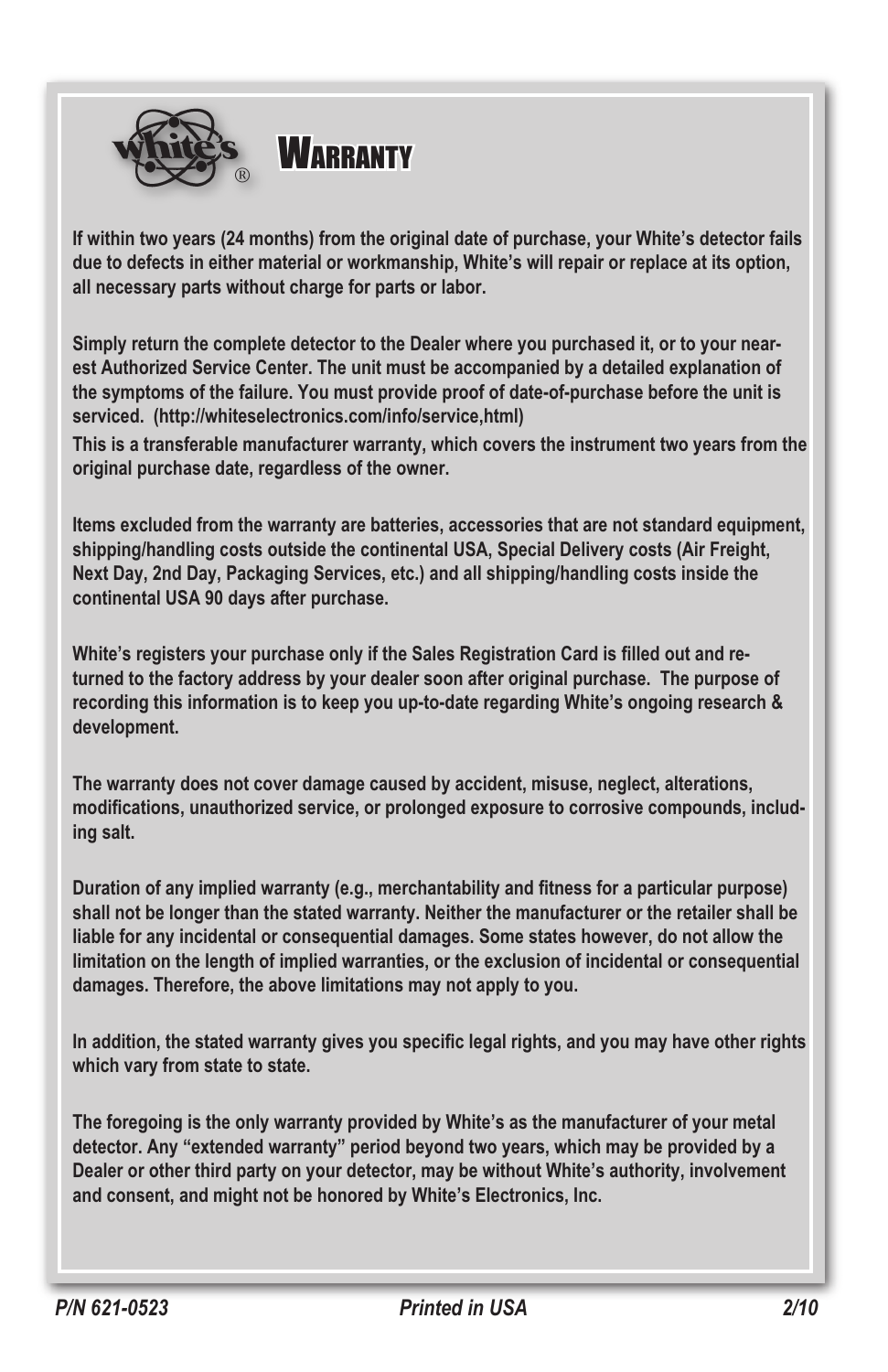# Warranty

If within two years (24 months) from the original date of purchase, your White's detector fails due to defects in either material or workmanship, White's will repair or replace at its option, all necessary parts without charge for parts or labor.

Simply return the complete detector to the Dealer where you purchased it, or to your nearest Authorized Service Center. The unit must be accompanied by a detailed explanation of the symptoms of the failure. You must provide proof of date-of-purchase before the unit is serviced. (http://whiteselectronics.com/info/service,html)

This is a transferable manufacturer warranty, which covers the instrument two years from the original purchase date, regardless of the owner.

Items excluded from the warranty are batteries, accessories that are not standard equipment, shipping/handling costs outside the continental USA, Special Delivery costs (Air Freight, Next Day, 2nd Day, Packaging Services, etc.) and all shipping/handling costs inside the continental USA 90 days after purchase.

White's registers your purchase only if the Sales Registration Card is filled out and returned to the factory address by your dealer soon after original purchase. The purpose of recording this information is to keep you up-to-date regarding White's ongoing research & development.

The warranty does not cover damage caused by accident, misuse, neglect, alterations, modifications, unauthorized service, or prolonged exposure to corrosive compounds, including salt.

Duration of any implied warranty (e.g., merchantability and fitness for a particular purpose) shall not be longer than the stated warranty. Neither the manufacturer or the retailer shall be liable for any incidental or consequential damages. Some states however, do not allow the limitation on the length of implied warranties, or the exclusion of incidental or consequential damages. Therefore, the above limitations may not apply to you.

In addition, the stated warranty gives you specific legal rights, and you may have other rights which vary from state to state.

The foregoing is the only warranty provided by White's as the manufacturer of your metal detector. Any "extended warranty" period beyond two years, which may be provided by a Dealer or other third party on your detector, may be without White's authority, involvement and consent, and might not be honored by White's Electronics, Inc.

*P/N 621-0523 Printed in USA 2/10*